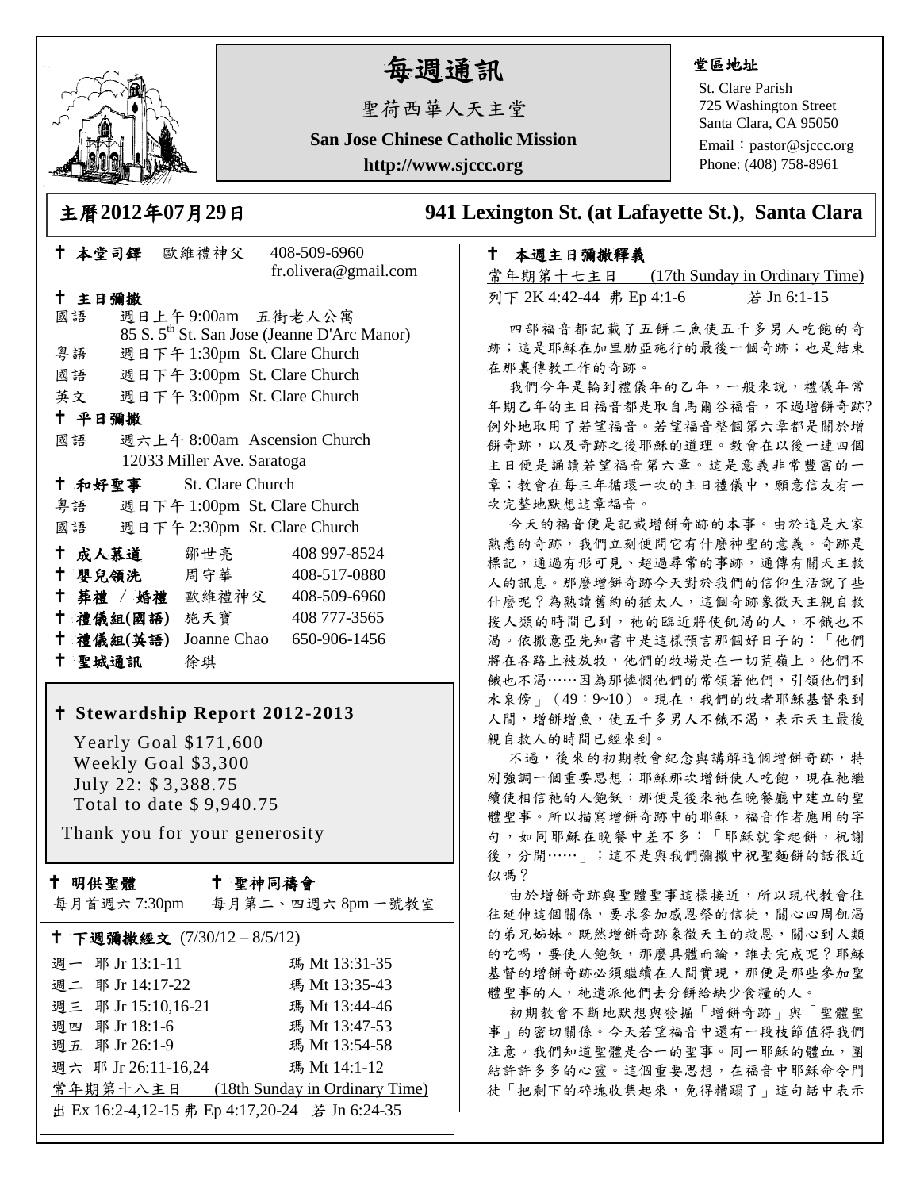# 每週通訊

聖荷西華人天主堂

**San Jose Chinese Catholic Mission**

**http://www.sjccc.org**

**堂區地址**

St. Clare Parish
725 Washington Street
Santa Clara, CA 95050
Email：pastor@sjccc.org
Phone: (408) 758-8961

## 主曆2012年07月29日　　941 Lexington St. (at Lafayette St.), Santa Clara

**✝ 本堂司鐸**　歐維禮神父　408-509-6960
fr.olivera@gmail.com

**✝ 主日彌撒**

國語　週日上午 9:00am　五街老人公寓
85 S. 5th St. San Jose (Jeanne D'Arc Manor)
粵語　週日下午 1:30pm　St. Clare Church
國語　週日下午 3:00pm　St. Clare Church
英文　週日下午 3:00pm　St. Clare Church

**✝ 平日彌撒**

國語　週六上午 8:00am　Ascension Church
12033 Miller Ave. Saratoga

**✝ 和好聖事**　St. Clare Church

粵語　週日下午 1:00pm　St. Clare Church
國語　週日下午 2:30pm　St. Clare Church

| | | |
|---|---|---|
| **✝ 成人慕道** | 鄒世亮 | 408 997-8524 |
| **✝ 嬰兒領洗** | 周守華 | 408-517-0880 |
| **✝ 葬禮 / 婚禮** | 歐維禮神父 | 408-509-6960 |
| **✝ 禮儀組(國語)** | 施天寶 | 408 777-3565 |
| **✝ 禮儀組(英語)** | Joanne Chao | 650-906-1456 |
| **✝ 聖城通訊** | 徐琪 | |

**✝ Stewardship Report 2012-2013**

Yearly Goal $171,600
Weekly Goal $3,300
July 22: $ 3,388.75
Total to date $ 9,940.75

Thank you for your generosity

**✝ 明供聖體**　每月首週六 7:30pm

**✝ 聖神同禱會**　每月第二、四週六 8pm 一號教室

**✝ 下週彌撒經文** (7/30/12 – 8/5/12)

| | |
|---|---|
| 週一　耶 Jr 13:1-11 | 瑪 Mt 13:31-35 |
| 週二　耶 Jr 14:17-22 | 瑪 Mt 13:35-43 |
| 週三　耶 Jr 15:10,16-21 | 瑪 Mt 13:44-46 |
| 週四　耶 Jr 18:1-6 | 瑪 Mt 13:47-53 |
| 週五　耶 Jr 26:1-9 | 瑪 Mt 13:54-58 |
| 週六　耶 Jr 26:11-16,24 | 瑪 Mt 14:1-12 |

常年期第十八主日　(18th Sunday in Ordinary Time)
出 Ex 16:2-4,12-15 弗 Ep 4:17,20-24　若 Jn 6:24-35

**✝ 本週主日彌撒釋義**

常年期第十七主日　(17th Sunday in Ordinary Time)
列下 2K 4:42-44 弗 Ep 4:1-6　若 Jn 6:1-15

四部福音都記載了五餅二魚使五千多男人吃飽的奇跡；這是耶穌在加里肋亞施行的最後一個奇跡；也是結束在那裏傳教工作的奇跡。

我們今年是輪到禮儀年的乙年，一般來說，禮儀年常年期乙年的主日福音都是取自馬爾谷福音，不過增餅奇跡?例外地取用了若望福音。若望福音整個第六章都是關於增餅奇跡，以及奇跡之後耶穌的道理。教會在以後一連四個主日便是誦讀若望福音第六章。這是意義非常豐富的一章；教會在每三年循環一次的主日禮儀中，願意信友有一次完整地默想這章福音。

今天的福音便是記載增餅奇跡的本事。由於這是大家熟悉的奇跡，我們立刻便問它有什麼神聖的意義。奇跡是標記，通過有形可見、超過尋常的事跡，通傳有關天主救人的訊息。那麼增餅奇跡今天對於我們的信仰生活說了些什麼呢？為熟讀舊約的猶太人，這個奇跡象徵天主親自救援人類的時間已到，祂的臨近將使飢渴的人，不餓也不渴。依撒意亞先知書中是這樣預言那個好日子的：「他們將在各路上被放牧，他們的牧場是在一切荒嶺上。他們不餓也不渴……因為那憐憫他們的常領著他們，引領他們到水泉傍」（49：9~10）。現在，我們的牧者耶穌基督來到人間，增餅增魚，使五千多男人不餓不渴，表示天主最後親自救人的時間已經來到。

不過，後來的初期教會紀念與講解這個增餅奇跡，特別強調一個重要思想：耶穌那次增餅使人吃飽，現在祂繼續使相信祂的人飽飫，那便是後來祂在晚餐廳中建立的聖體聖事。所以描寫增餅奇跡中的耶穌，福音作者應用的字句，如同耶穌在晚餐中差不多：「耶穌就拿起餅，祝謝後，分開……」；這不是與我們彌撒中祝聖麵餅的話很近似嗎？

由於增餅奇跡與聖體聖事這樣接近，所以現代教會往往延伸這個關係，要求參加感恩祭的信徒，關心四周飢渴的弟兄姊妹。既然增餅奇跡象徵天主的救恩，關心到人類的吃喝，要使人飽飫，那麼具體而論，誰去完成呢？耶穌基督的增餅奇跡必須繼續在人間實現，那便是那些參加聖體聖事的人，祂遣派他們去分餅給缺少食糧的人。

初期教會不斷地默想與發掘「增餅奇跡」與「聖體聖事」的密切關係。今天若望福音中還有一段枝節值得我們注意。我們知道聖體是合一的聖事。同一耶穌的體血，團結許許多多的心靈。這個重要思想，在福音中耶穌命令門徒「把剩下的碎塊收集起來，免得糟蹋了」這句話中表示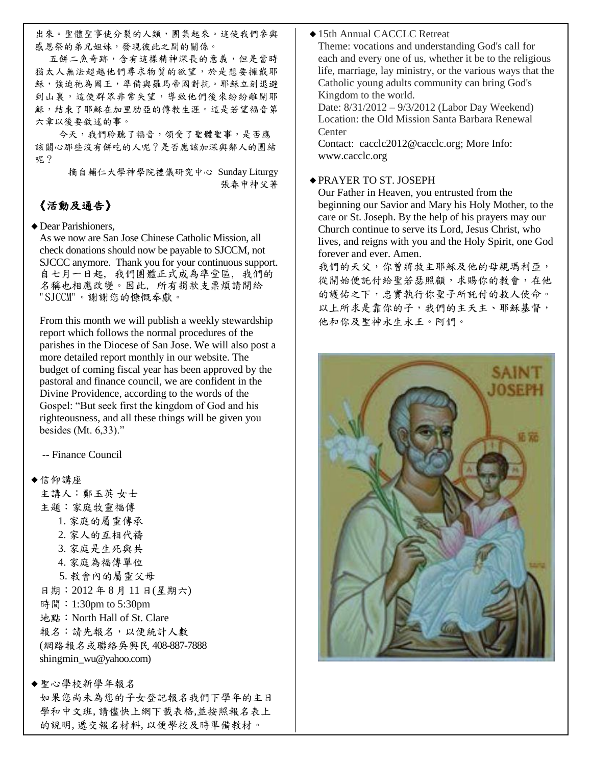出來。聖體聖事使分裂的人類，團集起來。這使我們參與感恩祭的弟兄姐妹，發現彼此之間的關係。

五餅二魚奇跡，含有這樣精神深長的意義，但是當時猶太人無法超越他們尋求物質的欲望，於是想要擁戴耶穌，強迫祂為國王，準備與羅馬帝國對抗。耶穌立刻退避到山裏，這使群眾非常失望，導致他們後來紛紛離開耶穌，結束了耶穌在加里肋亞的傳教生涯。這是若望福音第六章以後要敘述的事。

今天，我們聆聽了福音，領受了聖體聖事，是否應該關心那些沒有餅吃的人呢？是否應該加深與鄰人的團結呢？

摘自輔仁大學神學院禮儀研究中心 Sunday Liturgy
張春申神父著

## 《活動及通告》

◆Dear Parishioners,

As we now are San Jose Chinese Catholic Mission, all check donations should now be payable to SJCCM, not SJCCC anymore. Thank you for your continuous support.
自七月一日起, 我們團體正式成為準堂區, 我們的名稱也相應改變。因此, 所有捐款支票煩請開給 "SJCCM"。謝謝您的慷慨奉獻。

From this month we will publish a weekly stewardship report which follows the normal procedures of the parishes in the Diocese of San Jose. We will also post a more detailed report monthly in our website. The budget of coming fiscal year has been approved by the pastoral and finance council, we are confident in the Divine Providence, according to the words of the Gospel: "But seek first the kingdom of God and his righteousness, and all these things will be given you besides (Mt. 6,33)."

-- Finance Council

◆信仰講座

主講人：鄭玉英 女士

主題：家庭牧靈福傳

1. 家庭的屬靈傳承
2. 家人的互相代禱
3. 家庭是生死與共
4. 家庭為福傳單位
5. 教會內的屬靈父母

日期：2012 年 8 月 11 日(星期六)

時間：1:30pm to 5:30pm

地點：North Hall of St. Clare

報名：請先報名，以便統計人數

(網路報名或聯絡吳興民 408-887-7888 shingmin_wu@yahoo.com)

◆聖心學校新學年報名

如果您尚未為您的子女登記報名我們下學年的主日學和中文班, 請儘快上網下載表格,並按照報名表上的說明, 遞交報名材料, 以便學校及時準備教材。

◆15th Annual CACCLC Retreat

Theme: vocations and understanding God's call for each and every one of us, whether it be to the religious life, marriage, lay ministry, or the various ways that the Catholic young adults community can bring God's Kingdom to the world.

Date: 8/31/2012 – 9/3/2012 (Labor Day Weekend)

Location: the Old Mission Santa Barbara Renewal Center

Contact: cacclc2012@cacclc.org; More Info: www.cacclc.org

◆PRAYER TO ST. JOSEPH

Our Father in Heaven, you entrusted from the beginning our Savior and Mary his Holy Mother, to the care or St. Joseph. By the help of his prayers may our Church continue to serve its Lord, Jesus Christ, who lives, and reigns with you and the Holy Spirit, one God forever and ever. Amen.

我們的天父，你曾將救主耶穌及他的母親瑪利亞，從開始便託付給聖若瑟照顧，求賜你的教會，在他的護佑之下，忠實執行你聖子所託付的救人使命。以上所求是靠你的子，我們的主天主、耶穌基督，他和你及聖神永生永王。阿們。